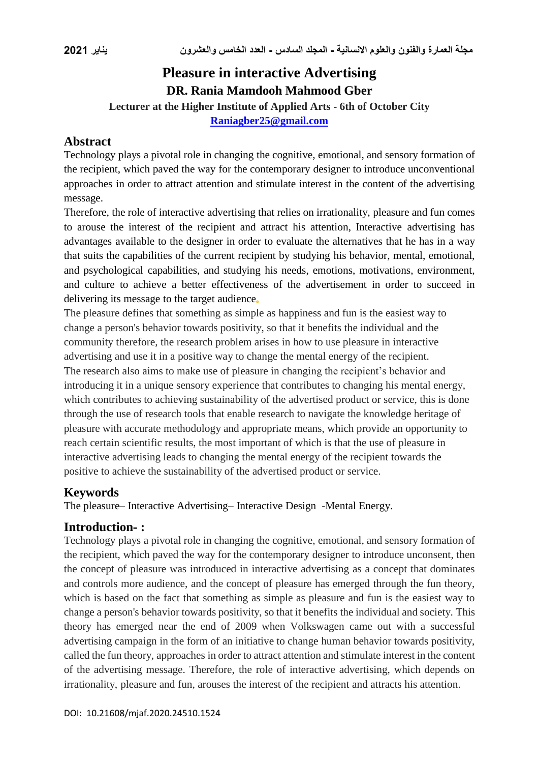# Pleasure in interactive Advertising

**DR. Rania Mamdooh Mahmood Gber**

**Lecturer at the Higher Institute of Applied Arts - 6th of October City**

**Raniagber25@gmail.com**

## Abstract

Technology plays a pivotal role in changing the cognitive, emotional, and sensory formation of the recipient, which paved the way for the contemporary designer to introduce unconventional approaches in order to attract attention and stimulate interest in the content of the advertising message.

Therefore, the role of interactive advertising that relies on irrationality, pleasure and fun comes to arouse the interest of the recipient and attract his attention, Interactive advertising has advantages available to the designer in order to evaluate the alternatives that he has in a way that suits the capabilities of the current recipient by studying his behavior, mental, emotional, and psychological capabilities, and studying his needs, emotions, motivations, environment, and culture to achieve a better effectiveness of the advertisement in order to succeed in delivering its message to the target audience.

The pleasure defines that something as simple as happiness and fun is the easiest way to change a person's behavior towards positivity, so that it benefits the individual and the community therefore, the research problem arises in how to use pleasure in interactive advertising and use it in a positive way to change the mental energy of the recipient.

The research also aims to make use of pleasure in changing the recipient's behavior and introducing it in a unique sensory experience that contributes to changing his mental energy, which contributes to achieving sustainability of the advertised product or service, this is done through the use of research tools that enable research to navigate the knowledge heritage of pleasure with accurate methodology and appropriate means, which provide an opportunity to reach certain scientific results, the most important of which is that the use of pleasure in interactive advertising leads to changing the mental energy of the recipient towards the positive to achieve the sustainability of the advertised product or service.

## Keywords

The pleasure– Interactive Advertising– Interactive Design -Mental Energy.

## Introduction- :

Technology plays a pivotal role in changing the cognitive, emotional, and sensory formation of the recipient, which paved the way for the contemporary designer to introduce unconsent, then the concept of pleasure was introduced in interactive advertising as a concept that dominates and controls more audience, and the concept of pleasure has emerged through the fun theory, which is based on the fact that something as simple as pleasure and fun is the easiest way to change a person's behavior towards positivity, so that it benefits the individual and society. This theory has emerged near the end of 2009 when Volkswagen came out with a successful advertising campaign in the form of an initiative to change human behavior towards positivity, called the fun theory, approaches in order to attract attention and stimulate interest in the content of the advertising message. Therefore, the role of interactive advertising, which depends on irrationality, pleasure and fun, arouses the interest of the recipient and attracts his attention.

DOI: 10.21608/mjaf.2020.24510.1524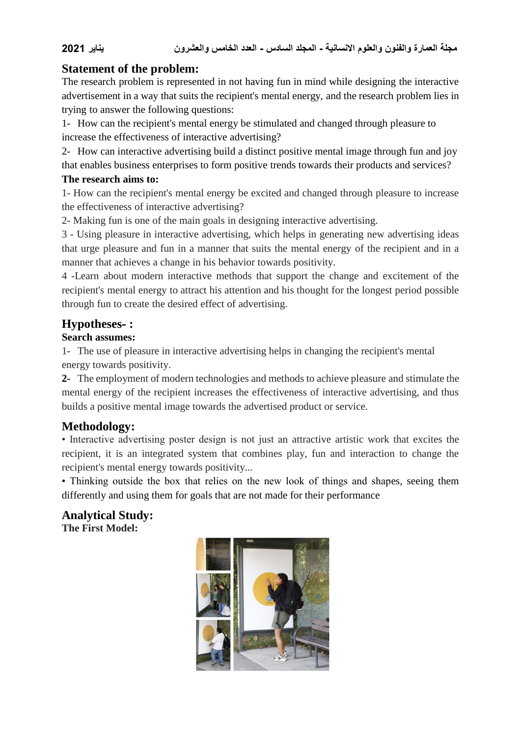## Statement of the problem:

The research problem is represented in not having fun in mind while designing the interactive advertisement in a way that suits the recipient's mental energy, and the research problem lies in trying to answer the following questions:

1- How can the recipient's mental energy be stimulated and changed through pleasure to increase the effectiveness of interactive advertising?

2- How can interactive advertising build a distinct positive mental image through fun and joy that enables business enterprises to form positive trends towards their products and services?

**The research aims to:**

1- How can the recipient's mental energy be excited and changed through pleasure to increase the effectiveness of interactive advertising?

2- Making fun is one of the main goals in designing interactive advertising.

3 - Using pleasure in interactive advertising, which helps in generating new advertising ideas that urge pleasure and fun in a manner that suits the mental energy of the recipient and in a manner that achieves a change in his behavior towards positivity.

4 -Learn about modern interactive methods that support the change and excitement of the recipient's mental energy to attract his attention and his thought for the longest period possible through fun to create the desired effect of advertising.

## Hypotheses- :

**Search assumes:**

1- The use of pleasure in interactive advertising helps in changing the recipient's mental energy towards positivity.

**2-** The employment of modern technologies and methods to achieve pleasure and stimulate the mental energy of the recipient increases the effectiveness of interactive advertising, and thus builds a positive mental image towards the advertised product or service.

## Methodology:

• Interactive advertising poster design is not just an attractive artistic work that excites the recipient, it is an integrated system that combines play, fun and interaction to change the recipient's mental energy towards positivity...

• Thinking outside the box that relies on the new look of things and shapes, seeing them differently and using them for goals that are not made for their performance

## Analytical Study:

**The First Model:**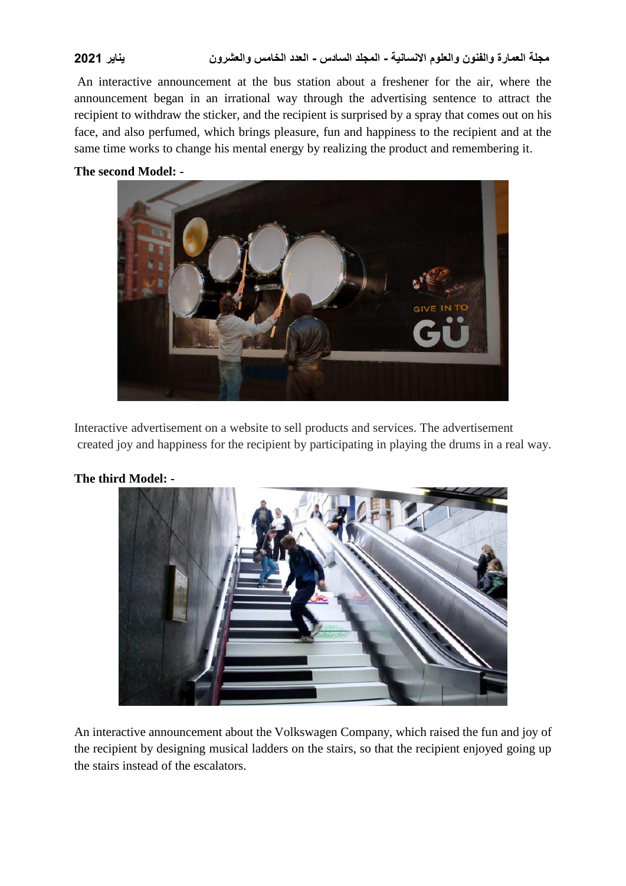An interactive announcement at the bus station about a freshener for the air, where the announcement began in an irrational way through the advertising sentence to attract the recipient to withdraw the sticker, and the recipient is surprised by a spray that comes out on his face, and also perfumed, which brings pleasure, fun and happiness to the recipient and at the same time works to change his mental energy by realizing the product and remembering it.

**The second Model: -**

Interactive advertisement on a website to sell products and services. The advertisement created joy and happiness for the recipient by participating in playing the drums in a real way.

**The third Model: -**

An interactive announcement about the Volkswagen Company, which raised the fun and joy of the recipient by designing musical ladders on the stairs, so that the recipient enjoyed going up the stairs instead of the escalators.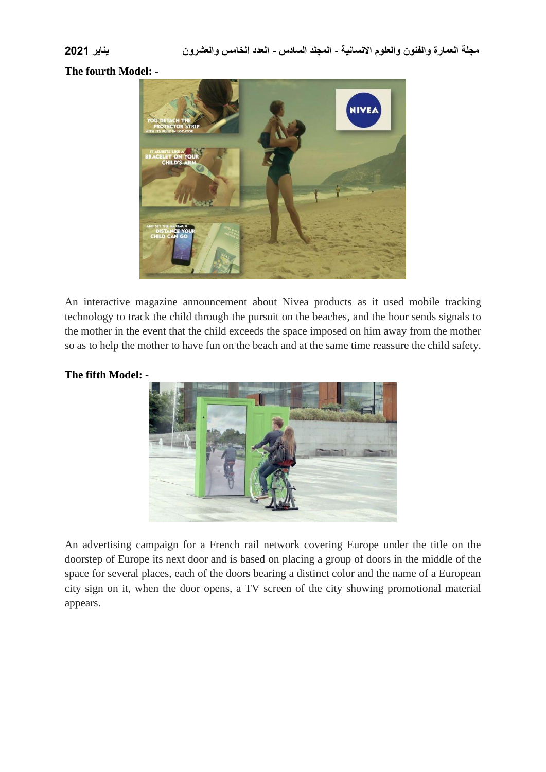**The fourth Model: -**

An interactive magazine announcement about Nivea products as it used mobile tracking technology to track the child through the pursuit on the beaches, and the hour sends signals to the mother in the event that the child exceeds the space imposed on him away from the mother so as to help the mother to have fun on the beach and at the same time reassure the child safety.

**The fifth Model: -**

An advertising campaign for a French rail network covering Europe under the title on the doorstep of Europe its next door and is based on placing a group of doors in the middle of the space for several places, each of the doors bearing a distinct color and the name of a European city sign on it, when the door opens, a TV screen of the city showing promotional material appears.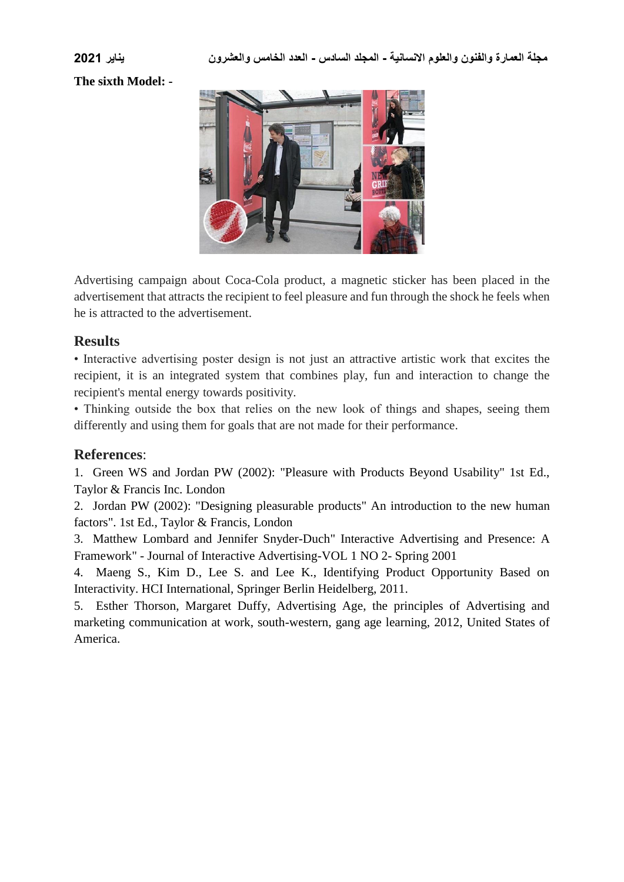**The sixth Model: -**

Advertising campaign about Coca-Cola product, a magnetic sticker has been placed in the advertisement that attracts the recipient to feel pleasure and fun through the shock he feels when he is attracted to the advertisement.

## Results

- Interactive advertising poster design is not just an attractive artistic work that excites the recipient, it is an integrated system that combines play, fun and interaction to change the recipient's mental energy towards positivity.
- Thinking outside the box that relies on the new look of things and shapes, seeing them differently and using them for goals that are not made for their performance.

## References:

1. Green WS and Jordan PW (2002): "Pleasure with Products Beyond Usability" 1st Ed., Taylor & Francis Inc. London
2. Jordan PW (2002): "Designing pleasurable products" An introduction to the new human factors". 1st Ed., Taylor & Francis, London
3. Matthew Lombard and Jennifer Snyder-Duch" Interactive Advertising and Presence: A Framework" - Journal of Interactive Advertising-VOL 1 NO 2- Spring 2001
4. Maeng S., Kim D., Lee S. and Lee K., Identifying Product Opportunity Based on Interactivity. HCI International, Springer Berlin Heidelberg, 2011.
5. Esther Thorson, Margaret Duffy, Advertising Age, the principles of Advertising and marketing communication at work, south-western, gang age learning, 2012, United States of America.